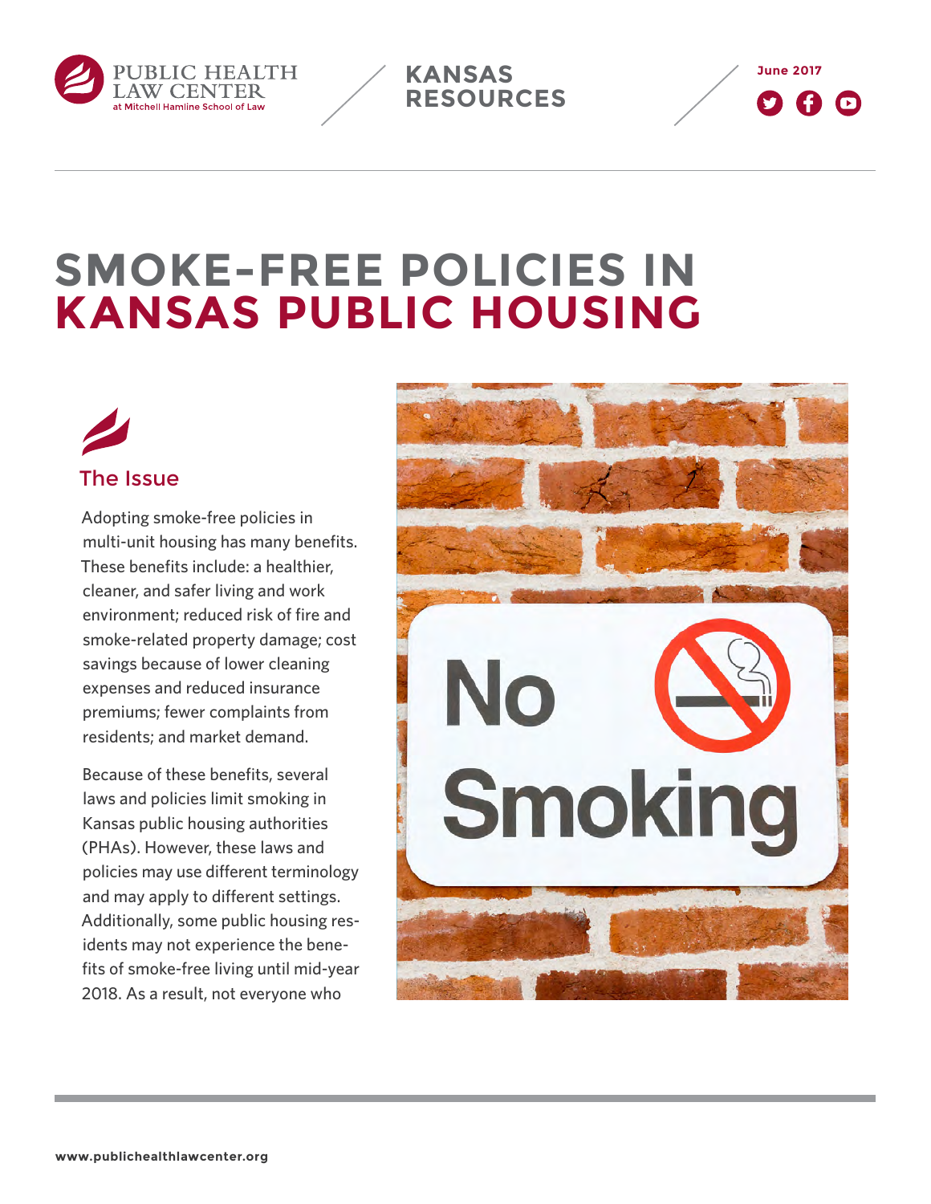PUBLIC HEALTH LAW CENTER at Mitchell Hamline School of Law

KANSAS RESOURCES

June 2017

# SMOKE-FREE POLICIES IN KANSAS PUBLIC HOUSING

## The Issue

Adopting smoke-free policies in multi-unit housing has many benefits. These benefits include: a healthier, cleaner, and safer living and work environment; reduced risk of fire and smoke-related property damage; cost savings because of lower cleaning expenses and reduced insurance premiums; fewer complaints from residents; and market demand.

Because of these benefits, several laws and policies limit smoking in Kansas public housing authorities (PHAs). However, these laws and policies may use different terminology and may apply to different settings. Additionally, some public housing residents may not experience the benefits of smoke-free living until mid-year 2018. As a result, not everyone who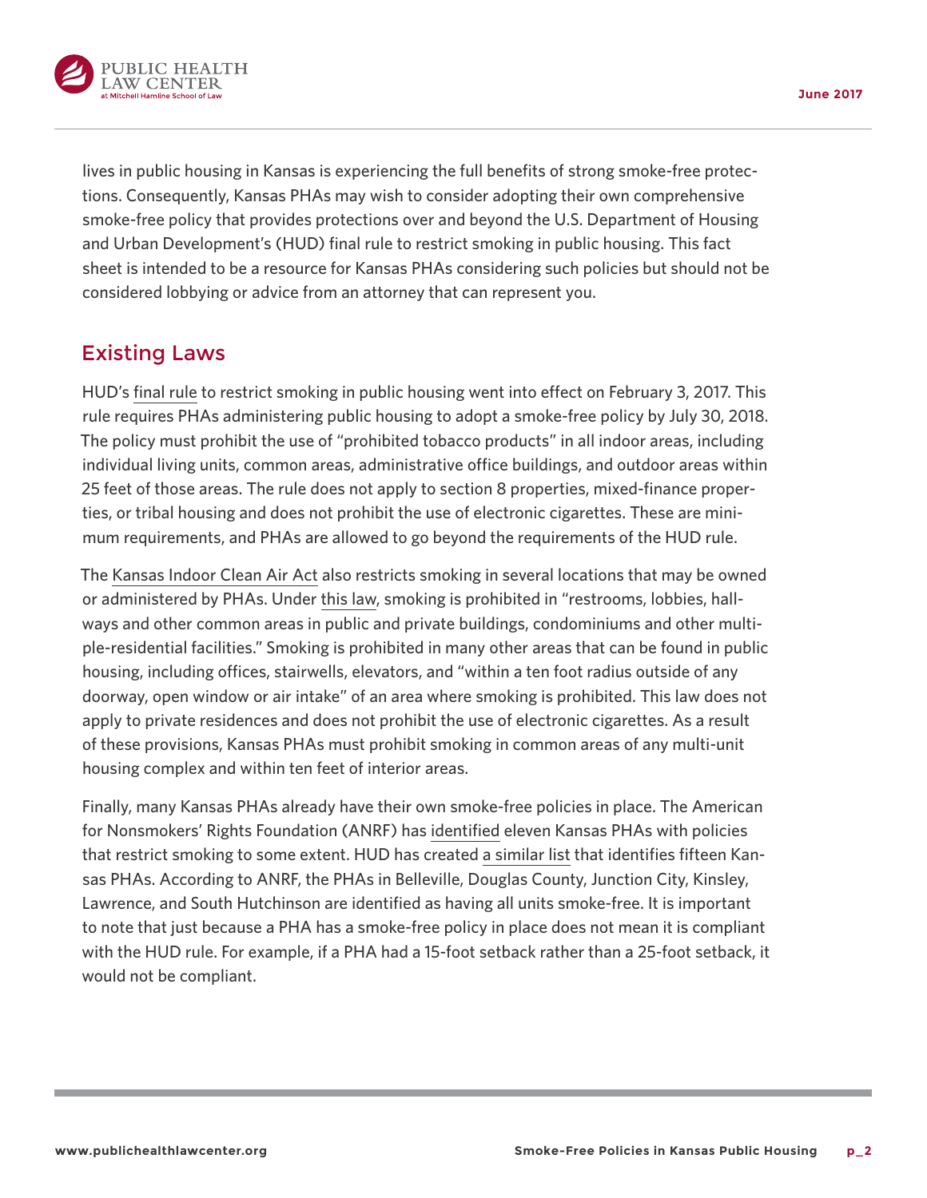lives in public housing in Kansas is experiencing the full benefits of strong smoke-free protections. Consequently, Kansas PHAs may wish to consider adopting their own comprehensive smoke-free policy that provides protections over and beyond the U.S. Department of Housing and Urban Development's (HUD) final rule to restrict smoking in public housing. This fact sheet is intended to be a resource for Kansas PHAs considering such policies but should not be considered lobbying or advice from an attorney that can represent you.

## Existing Laws

HUD's final rule to restrict smoking in public housing went into effect on February 3, 2017. This rule requires PHAs administering public housing to adopt a smoke-free policy by July 30, 2018. The policy must prohibit the use of "prohibited tobacco products" in all indoor areas, including individual living units, common areas, administrative office buildings, and outdoor areas within 25 feet of those areas. The rule does not apply to section 8 properties, mixed-finance properties, or tribal housing and does not prohibit the use of electronic cigarettes. These are minimum requirements, and PHAs are allowed to go beyond the requirements of the HUD rule.

The Kansas Indoor Clean Air Act also restricts smoking in several locations that may be owned or administered by PHAs. Under this law, smoking is prohibited in "restrooms, lobbies, hallways and other common areas in public and private buildings, condominiums and other multiple-residential facilities." Smoking is prohibited in many other areas that can be found in public housing, including offices, stairwells, elevators, and "within a ten foot radius outside of any doorway, open window or air intake" of an area where smoking is prohibited. This law does not apply to private residences and does not prohibit the use of electronic cigarettes. As a result of these provisions, Kansas PHAs must prohibit smoking in common areas of any multi-unit housing complex and within ten feet of interior areas.

Finally, many Kansas PHAs already have their own smoke-free policies in place. The American for Nonsmokers' Rights Foundation (ANRF) has identified eleven Kansas PHAs with policies that restrict smoking to some extent. HUD has created a similar list that identifies fifteen Kansas PHAs. According to ANRF, the PHAs in Belleville, Douglas County, Junction City, Kinsley, Lawrence, and South Hutchinson are identified as having all units smoke-free. It is important to note that just because a PHA has a smoke-free policy in place does not mean it is compliant with the HUD rule. For example, if a PHA had a 15-foot setback rather than a 25-foot setback, it would not be compliant.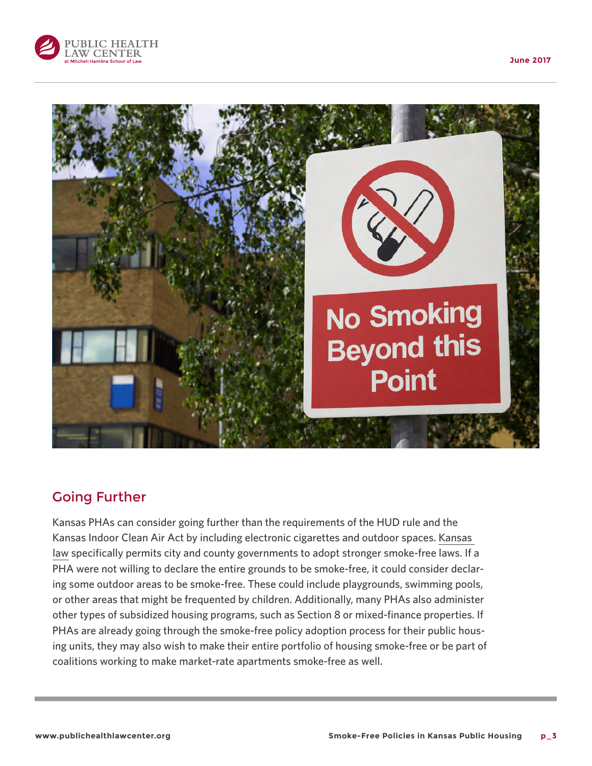## Going Further

Kansas PHAs can consider going further than the requirements of the HUD rule and the Kansas Indoor Clean Air Act by including electronic cigarettes and outdoor spaces. Kansas law specifically permits city and county governments to adopt stronger smoke-free laws. If a PHA were not willing to declare the entire grounds to be smoke-free, it could consider declaring some outdoor areas to be smoke-free. These could include playgrounds, swimming pools, or other areas that might be frequented by children. Additionally, many PHAs also administer other types of subsidized housing programs, such as Section 8 or mixed-finance properties. If PHAs are already going through the smoke-free policy adoption process for their public housing units, they also may wish to make their entire portfolio of housing smoke-free or be part of coalitions working to make market-rate apartments smoke-free as well.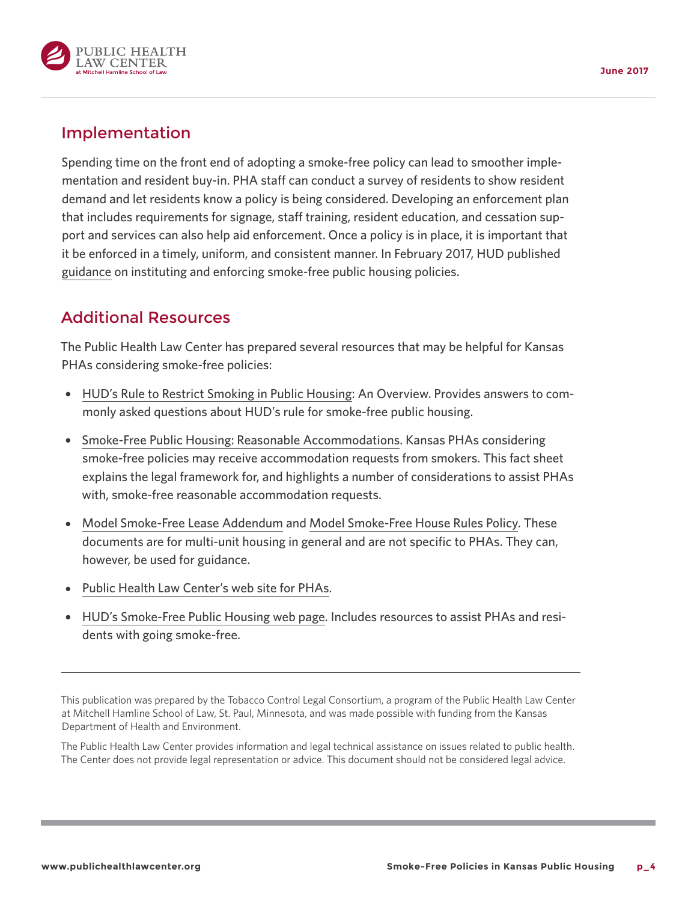## Implementation

Spending time on the front end of adopting a smoke-free policy can lead to smoother implementation and resident buy-in. PHA staff can conduct a survey of residents to show resident demand and let residents know a policy is being considered. Developing an enforcement plan that includes requirements for signage, staff training, resident education, and cessation support and services can also help aid enforcement. Once a policy is in place, it is important that it be enforced in a timely, uniform, and consistent manner. In February 2017, HUD published guidance on instituting and enforcing smoke-free public housing policies.

## Additional Resources

The Public Health Law Center has prepared several resources that may be helpful for Kansas PHAs considering smoke-free policies:

- HUD's Rule to Restrict Smoking in Public Housing: An Overview. Provides answers to commonly asked questions about HUD's rule for smoke-free public housing.
- Smoke-Free Public Housing: Reasonable Accommodations. Kansas PHAs considering smoke-free policies may receive accommodation requests from smokers. This fact sheet explains the legal framework for, and highlights a number of considerations to assist PHAs with, smoke-free reasonable accommodation requests.
- Model Smoke-Free Lease Addendum and Model Smoke-Free House Rules Policy. These documents are for multi-unit housing in general and are not specific to PHAs. They can, however, be used for guidance.
- Public Health Law Center's web site for PHAs.
- HUD's Smoke-Free Public Housing web page. Includes resources to assist PHAs and residents with going smoke-free.

---

This publication was prepared by the Tobacco Control Legal Consortium, a program of the Public Health Law Center at Mitchell Hamline School of Law, St. Paul, Minnesota, and was made possible with funding from the Kansas Department of Health and Environment.

The Public Health Law Center provides information and legal technical assistance on issues related to public health. The Center does not provide legal representation or advice. This document should not be considered legal advice.